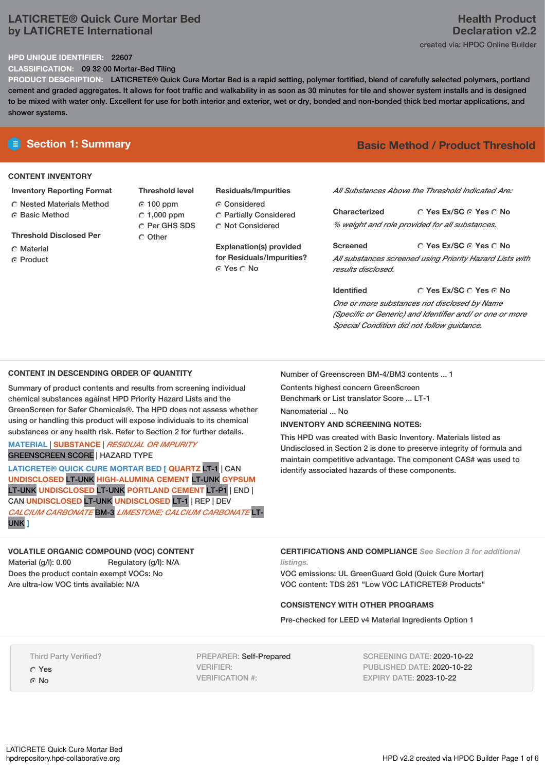# LATICRETE® Quick Cure Mortar Bed by LATICRETE International

**Health Product Declaration v2.2**

created via: HPDC Online Builder

**HPD UNIQUE IDENTIFIER:** 22607

**CLASSIFICATION:** 09 32 00 Mortar-Bed Tiling

**PRODUCT DESCRIPTION:** LATICRETE® Quick Cure Mortar Bed is a rapid setting, polymer fortified, blend of carefully selected polymers, portland cement and graded aggregates. It allows for foot traffic and walkability in as soon as 30 minutes for tile and shower system installs and is designed to be mixed with water only. Excellent for use for both interior and exterior, wet or dry, bonded and non-bonded thick bed mortar applications, and shower systems.

## Section 1: Summary

**Basic Method / Product Threshold**

### CONTENT INVENTORY

**Inventory Reporting Format**
- ◯ Nested Materials Method
- ◉ Basic Method

**Threshold Disclosed Per**
- ◯ Material
- ◉ Product

**Threshold level**
- ◉ 100 ppm
- ◯ 1,000 ppm
- ◯ Per GHS SDS
- ◯ Other

**Residuals/Impurities**
- ◉ Considered
- ◯ Partially Considered
- ◯ Not Considered

**Explanation(s) provided for Residuals/Impurities?**
◉ Yes ◯ No

*All Substances Above the Threshold Indicated Are:*

**Characterized** ◯ Yes Ex/SC ◉ Yes ◯ No
*% weight and role provided for all substances.*

**Screened** ◯ Yes Ex/SC ◉ Yes ◯ No
*All substances screened using Priority Hazard Lists with results disclosed.*

**Identified** ◯ Yes Ex/SC ◯ Yes ◉ No
*One or more substances not disclosed by Name (Specific or Generic) and Identifier and/ or one or more Special Condition did not follow guidance.*

### CONTENT IN DESCENDING ORDER OF QUANTITY

Summary of product contents and results from screening individual chemical substances against HPD Priority Hazard Lists and the GreenScreen for Safer Chemicals®. The HPD does not assess whether using or handling this product will expose individuals to its chemical substances or any health risk. Refer to Section 2 for further details.

MATERIAL | SUBSTANCE | *RESIDUAL OR IMPURITY*
GREENSCREEN SCORE | HAZARD TYPE

LATICRETE® QUICK CURE MORTAR BED [ QUARTZ LT-1 | CAN UNDISCLOSED LT-UNK HIGH-ALUMINA CEMENT LT-UNK GYPSUM LT-UNK UNDISCLOSED LT-UNK PORTLAND CEMENT LT-P1 | END | CAN UNDISCLOSED LT-UNK UNDISCLOSED LT-1 | REP | DEV *CALCIUM CARBONATE* BM-3 *LIMESTONE; CALCIUM CARBONATE* LT-UNK ]

Number of Greenscreen BM-4/BM3 contents ... 1

Contents highest concern GreenScreen Benchmark or List translator Score ... LT-1

Nanomaterial ... No

**INVENTORY AND SCREENING NOTES:**

This HPD was created with Basic Inventory. Materials listed as Undisclosed in Section 2 is done to preserve integrity of formula and maintain competitive advantage. The component CAS# was used to identify associated hazards of these components.

### VOLATILE ORGANIC COMPOUND (VOC) CONTENT

Material (g/l): 0.00 Regulatory (g/l): N/A
Does the product contain exempt VOCs: No
Are ultra-low VOC tints available: N/A

### CERTIFICATIONS AND COMPLIANCE *See Section 3 for additional listings.*

VOC emissions: UL GreenGuard Gold (Quick Cure Mortar)
VOC content: TDS 251 "Low VOC LATICRETE® Products"

### CONSISTENCY WITH OTHER PROGRAMS

Pre-checked for LEED v4 Material Ingredients Option 1

Third Party Verified?
- ◯ Yes
- ◉ No

PREPARER: Self-Prepared
VERIFIER:
VERIFICATION #:

SCREENING DATE: 2020-10-22
PUBLISHED DATE: 2020-10-22
EXPIRY DATE: 2023-10-22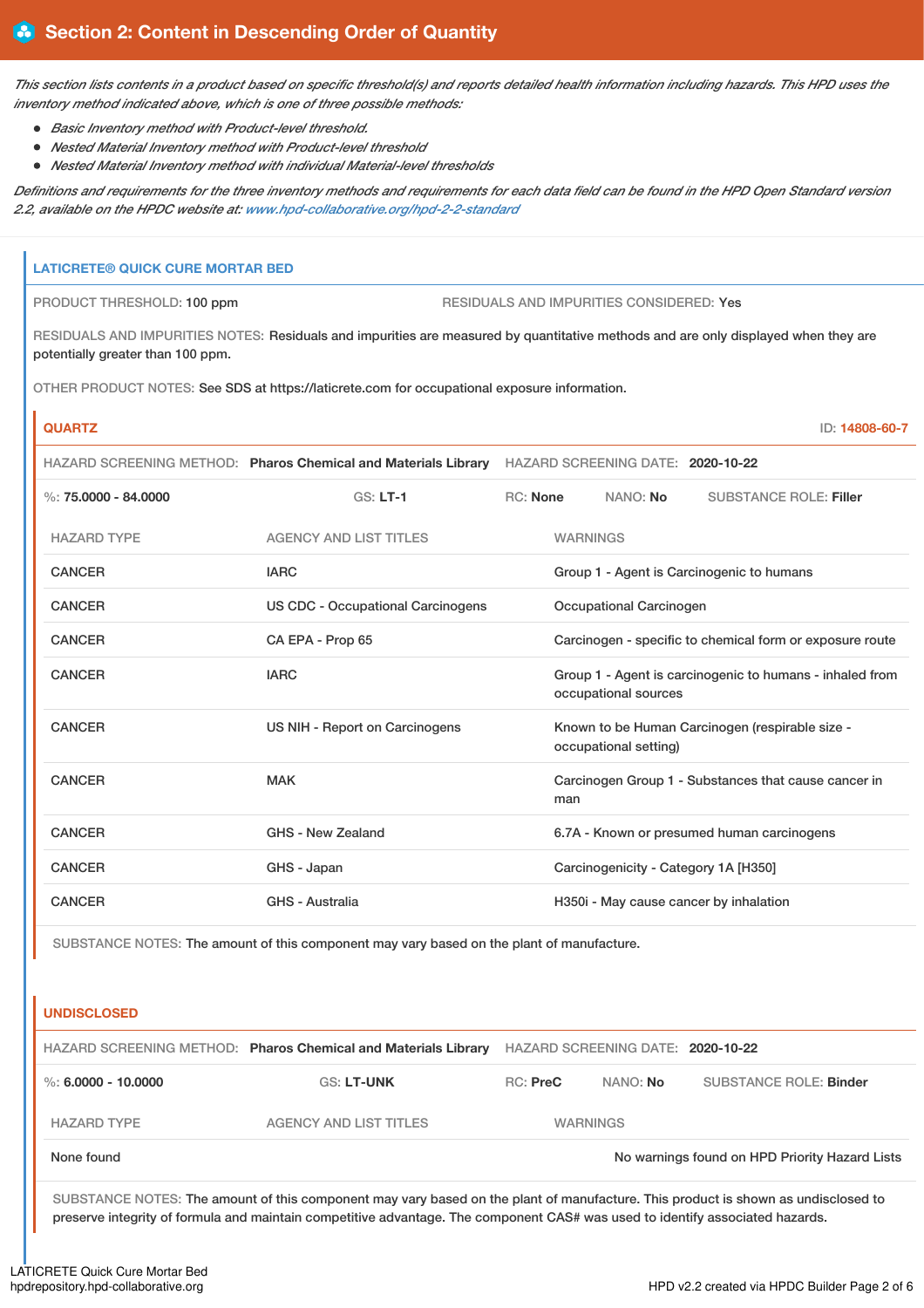## Section 2: Content in Descending Order of Quantity

*This section lists contents in a product based on specific threshold(s) and reports detailed health information including hazards. This HPD uses the inventory method indicated above, which is one of three possible methods:*

- *Basic Inventory method with Product-level threshold.*
- *Nested Material Inventory method with Product-level threshold*
- *Nested Material Inventory method with individual Material-level thresholds*

*Definitions and requirements for the three inventory methods and requirements for each data field can be found in the HPD Open Standard version 2.2, available on the HPDC website at: www.hpd-collaborative.org/hpd-2-2-standard*

### LATICRETE® QUICK CURE MORTAR BED

PRODUCT THRESHOLD: **100 ppm**

RESIDUALS AND IMPURITIES CONSIDERED: **Yes**

RESIDUALS AND IMPURITIES NOTES: Residuals and impurities are measured by quantitative methods and are only displayed when they are potentially greater than 100 ppm.

OTHER PRODUCT NOTES: See SDS at https://laticrete.com for occupational exposure information.

#### QUARTZ

ID: **14808-60-7**

HAZARD SCREENING METHOD: **Pharos Chemical and Materials Library** HAZARD SCREENING DATE: **2020-10-22**

%: **75.0000 - 84.0000** GS: **LT-1** RC: **None** NANO: **No** SUBSTANCE ROLE: **Filler**

| HAZARD TYPE | AGENCY AND LIST TITLES | WARNINGS |
|---|---|---|
| CANCER | IARC | Group 1 - Agent is Carcinogenic to humans |
| CANCER | US CDC - Occupational Carcinogens | Occupational Carcinogen |
| CANCER | CA EPA - Prop 65 | Carcinogen - specific to chemical form or exposure route |
| CANCER | IARC | Group 1 - Agent is carcinogenic to humans - inhaled from occupational sources |
| CANCER | US NIH - Report on Carcinogens | Known to be Human Carcinogen (respirable size - occupational setting) |
| CANCER | MAK | Carcinogen Group 1 - Substances that cause cancer in man |
| CANCER | GHS - New Zealand | 6.7A - Known or presumed human carcinogens |
| CANCER | GHS - Japan | Carcinogenicity - Category 1A [H350] |
| CANCER | GHS - Australia | H350i - May cause cancer by inhalation |

SUBSTANCE NOTES: The amount of this component may vary based on the plant of manufacture.

#### UNDISCLOSED

HAZARD SCREENING METHOD: **Pharos Chemical and Materials Library** HAZARD SCREENING DATE: **2020-10-22**

%: **6.0000 - 10.0000** GS: **LT-UNK** RC: **PreC** NANO: **No** SUBSTANCE ROLE: **Binder**

| HAZARD TYPE | AGENCY AND LIST TITLES | WARNINGS |
|---|---|---|
| None found | | No warnings found on HPD Priority Hazard Lists |

SUBSTANCE NOTES: The amount of this component may vary based on the plant of manufacture. This product is shown as undisclosed to preserve integrity of formula and maintain competitive advantage. The component CAS# was used to identify associated hazards.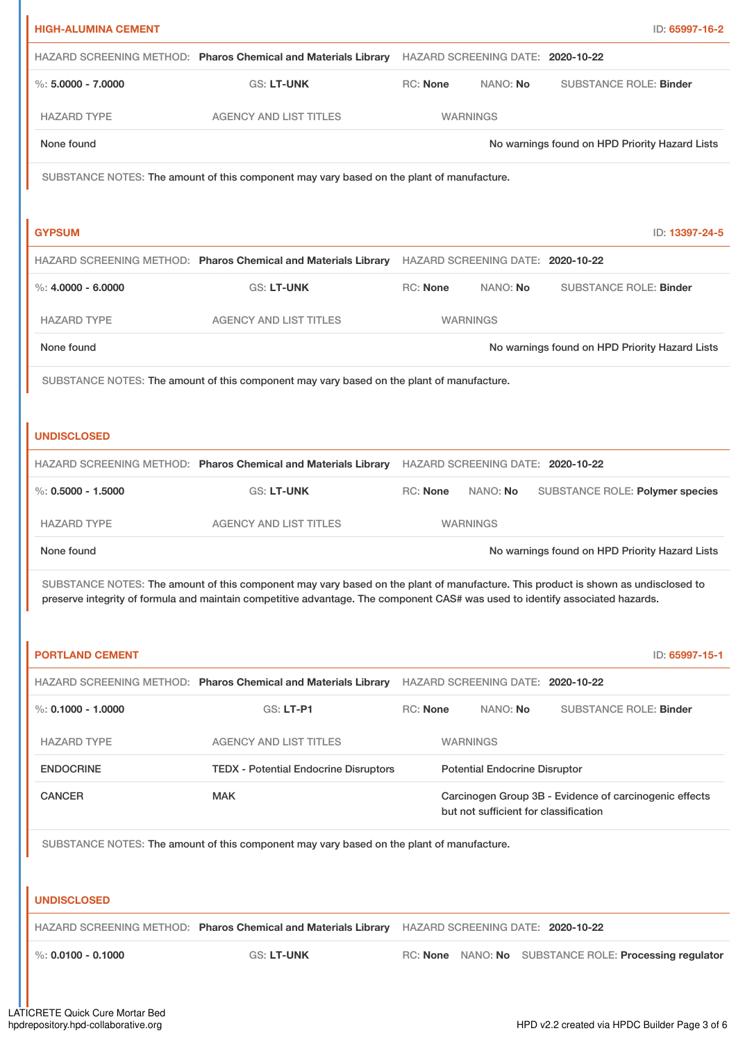## HIGH-ALUMINA CEMENT

ID: 65997-16-2

HAZARD SCREENING METHOD: **Pharos Chemical and Materials Library** HAZARD SCREENING DATE: **2020-10-22**

%: **5.0000 - 7.0000** GS: **LT-UNK** RC: **None** NANO: **No** SUBSTANCE ROLE: **Binder**

| HAZARD TYPE | AGENCY AND LIST TITLES | WARNINGS |
|---|---|---|
| None found | | No warnings found on HPD Priority Hazard Lists |

SUBSTANCE NOTES: The amount of this component may vary based on the plant of manufacture.

## GYPSUM

ID: 13397-24-5

HAZARD SCREENING METHOD: **Pharos Chemical and Materials Library** HAZARD SCREENING DATE: **2020-10-22**

%: **4.0000 - 6.0000** GS: **LT-UNK** RC: **None** NANO: **No** SUBSTANCE ROLE: **Binder**

| HAZARD TYPE | AGENCY AND LIST TITLES | WARNINGS |
|---|---|---|
| None found | | No warnings found on HPD Priority Hazard Lists |

SUBSTANCE NOTES: The amount of this component may vary based on the plant of manufacture.

## UNDISCLOSED

HAZARD SCREENING METHOD: **Pharos Chemical and Materials Library** HAZARD SCREENING DATE: **2020-10-22**

%: **0.5000 - 1.5000** GS: **LT-UNK** RC: **None** NANO: **No** SUBSTANCE ROLE: **Polymer species**

| HAZARD TYPE | AGENCY AND LIST TITLES | WARNINGS |
|---|---|---|
| None found | | No warnings found on HPD Priority Hazard Lists |

SUBSTANCE NOTES: The amount of this component may vary based on the plant of manufacture. This product is shown as undisclosed to preserve integrity of formula and maintain competitive advantage. The component CAS# was used to identify associated hazards.

## PORTLAND CEMENT

ID: 65997-15-1

HAZARD SCREENING METHOD: **Pharos Chemical and Materials Library** HAZARD SCREENING DATE: **2020-10-22**

%: **0.1000 - 1.0000** GS: **LT-P1** RC: **None** NANO: **No** SUBSTANCE ROLE: **Binder**

| HAZARD TYPE | AGENCY AND LIST TITLES | WARNINGS |
|---|---|---|
| ENDOCRINE | TEDX - Potential Endocrine Disruptors | Potential Endocrine Disruptor |
| CANCER | MAK | Carcinogen Group 3B - Evidence of carcinogenic effects but not sufficient for classification |

SUBSTANCE NOTES: The amount of this component may vary based on the plant of manufacture.

## UNDISCLOSED

HAZARD SCREENING METHOD: **Pharos Chemical and Materials Library** HAZARD SCREENING DATE: **2020-10-22**

%: **0.0100 - 0.1000** GS: **LT-UNK** RC: **None** NANO: **No** SUBSTANCE ROLE: **Processing regulator**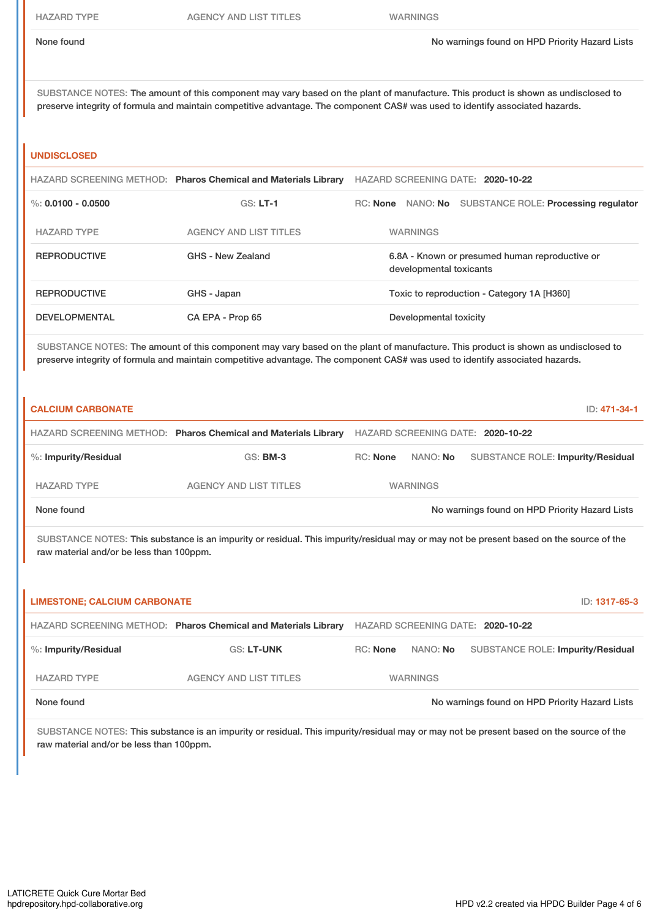| HAZARD TYPE | AGENCY AND LIST TITLES | WARNINGS |
|---|---|---|
| None found | | No warnings found on HPD Priority Hazard Lists |

SUBSTANCE NOTES: The amount of this component may vary based on the plant of manufacture. This product is shown as undisclosed to preserve integrity of formula and maintain competitive advantage. The component CAS# was used to identify associated hazards.

### UNDISCLOSED

HAZARD SCREENING METHOD: **Pharos Chemical and Materials Library** HAZARD SCREENING DATE: **2020-10-22**

%: **0.0100 - 0.0500** GS: **LT-1** RC: **None** NANO: **No** SUBSTANCE ROLE: **Processing regulator**

| HAZARD TYPE | AGENCY AND LIST TITLES | WARNINGS |
|---|---|---|
| REPRODUCTIVE | GHS - New Zealand | 6.8A - Known or presumed human reproductive or developmental toxicants |
| REPRODUCTIVE | GHS - Japan | Toxic to reproduction - Category 1A [H360] |
| DEVELOPMENTAL | CA EPA - Prop 65 | Developmental toxicity |

SUBSTANCE NOTES: The amount of this component may vary based on the plant of manufacture. This product is shown as undisclosed to preserve integrity of formula and maintain competitive advantage. The component CAS# was used to identify associated hazards.

### CALCIUM CARBONATE

ID: 471-34-1

HAZARD SCREENING METHOD: **Pharos Chemical and Materials Library** HAZARD SCREENING DATE: **2020-10-22**

%: **Impurity/Residual** GS: **BM-3** RC: **None** NANO: **No** SUBSTANCE ROLE: **Impurity/Residual**

| HAZARD TYPE | AGENCY AND LIST TITLES | WARNINGS |
|---|---|---|
| None found | | No warnings found on HPD Priority Hazard Lists |

SUBSTANCE NOTES: This substance is an impurity or residual. This impurity/residual may or may not be present based on the source of the raw material and/or be less than 100ppm.

### LIMESTONE; CALCIUM CARBONATE

ID: 1317-65-3

HAZARD SCREENING METHOD: **Pharos Chemical and Materials Library** HAZARD SCREENING DATE: **2020-10-22**

%: **Impurity/Residual** GS: **LT-UNK** RC: **None** NANO: **No** SUBSTANCE ROLE: **Impurity/Residual**

| HAZARD TYPE | AGENCY AND LIST TITLES | WARNINGS |
|---|---|---|
| None found | | No warnings found on HPD Priority Hazard Lists |

SUBSTANCE NOTES: This substance is an impurity or residual. This impurity/residual may or may not be present based on the source of the raw material and/or be less than 100ppm.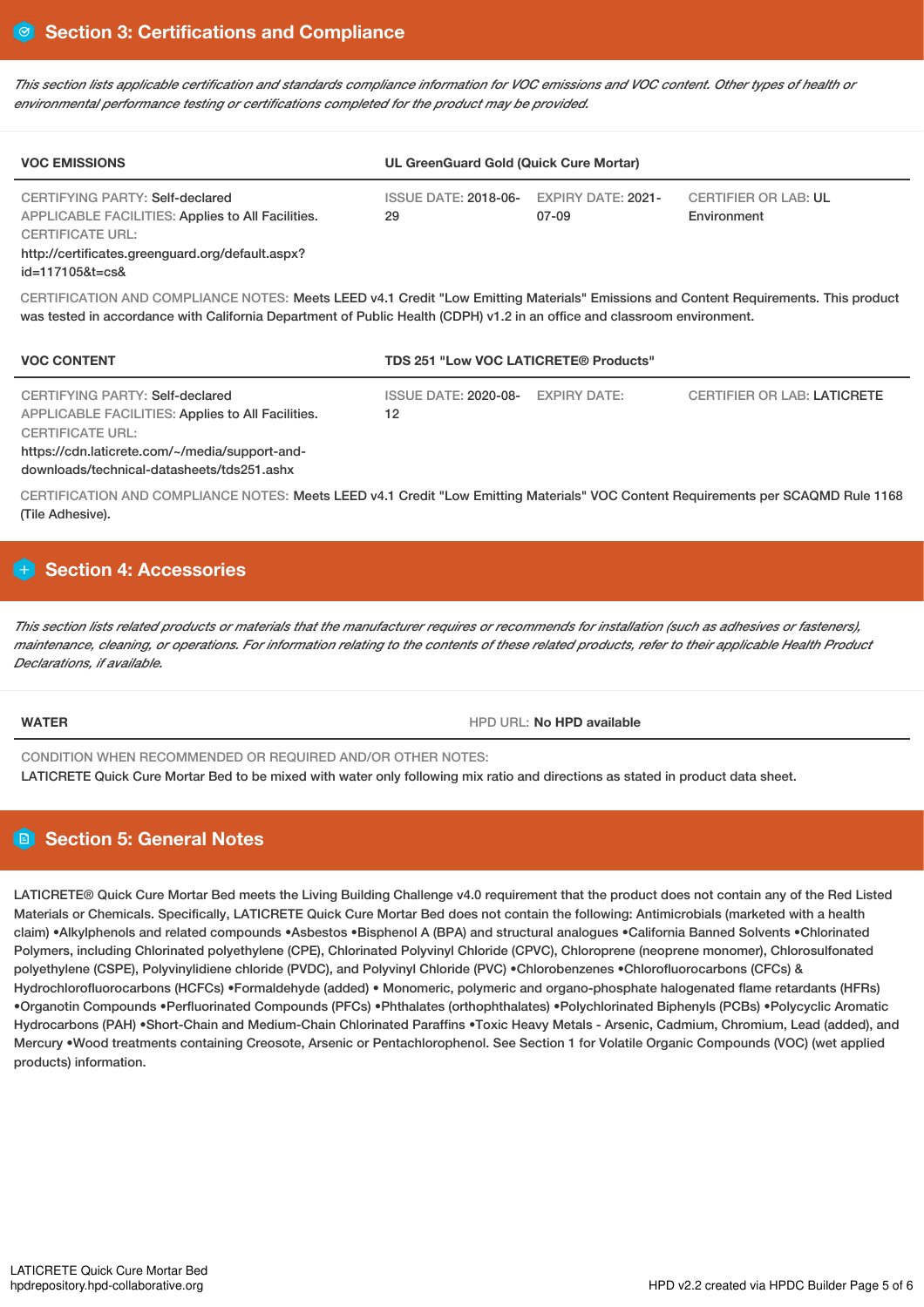## Section 3: Certifications and Compliance

*This section lists applicable certification and standards compliance information for VOC emissions and VOC content. Other types of health or environmental performance testing or certifications completed for the product may be provided.*

| VOC EMISSIONS | UL GreenGuard Gold (Quick Cure Mortar) | | |
|---|---|---|---|
| CERTIFYING PARTY: Self-declared<br>APPLICABLE FACILITIES: Applies to All Facilities.<br>CERTIFICATE URL:<br>http://certificates.greenguard.org/default.aspx?id=117105&t=cs& | ISSUE DATE: 2018-06-29 | EXPIRY DATE: 2021-07-09 | CERTIFIER OR LAB: UL Environment |

CERTIFICATION AND COMPLIANCE NOTES: Meets LEED v4.1 Credit "Low Emitting Materials" Emissions and Content Requirements. This product was tested in accordance with California Department of Public Health (CDPH) v1.2 in an office and classroom environment.

| VOC CONTENT | TDS 251 "Low VOC LATICRETE® Products" | | |
|---|---|---|---|
| CERTIFYING PARTY: Self-declared<br>APPLICABLE FACILITIES: Applies to All Facilities.<br>CERTIFICATE URL:<br>https://cdn.laticrete.com/~/media/support-and-downloads/technical-datasheets/tds251.ashx | ISSUE DATE: 2020-08-12 | EXPIRY DATE: | CERTIFIER OR LAB: LATICRETE |

CERTIFICATION AND COMPLIANCE NOTES: Meets LEED v4.1 Credit "Low Emitting Materials" VOC Content Requirements per SCAQMD Rule 1168 (Tile Adhesive).

## Section 4: Accessories

*This section lists related products or materials that the manufacturer requires or recommends for installation (such as adhesives or fasteners), maintenance, cleaning, or operations. For information relating to the contents of these related products, refer to their applicable Health Product Declarations, if available.*

| WATER | HPD URL: No HPD available |
|---|---|

CONDITION WHEN RECOMMENDED OR REQUIRED AND/OR OTHER NOTES:
LATICRETE Quick Cure Mortar Bed to be mixed with water only following mix ratio and directions as stated in product data sheet.

## Section 5: General Notes

LATICRETE® Quick Cure Mortar Bed meets the Living Building Challenge v4.0 requirement that the product does not contain any of the Red Listed Materials or Chemicals. Specifically, LATICRETE Quick Cure Mortar Bed does not contain the following: Antimicrobials (marketed with a health claim) •Alkylphenols and related compounds •Asbestos •Bisphenol A (BPA) and structural analogues •California Banned Solvents •Chlorinated Polymers, including Chlorinated polyethylene (CPE), Chlorinated Polyvinyl Chloride (CPVC), Chloroprene (neoprene monomer), Chlorosulfonated polyethylene (CSPE), Polyvinylidiene chloride (PVDC), and Polyvinyl Chloride (PVC) •Chlorobenzenes •Chlorofluorocarbons (CFCs) & Hydrochlorofluorocarbons (HCFCs) •Formaldehyde (added) • Monomeric, polymeric and organo-phosphate halogenated flame retardants (HFRs) •Organotin Compounds •Perfluorinated Compounds (PFCs) •Phthalates (orthophthalates) •Polychlorinated Biphenyls (PCBs) •Polycyclic Aromatic Hydrocarbons (PAH) •Short-Chain and Medium-Chain Chlorinated Paraffins •Toxic Heavy Metals - Arsenic, Cadmium, Chromium, Lead (added), and Mercury •Wood treatments containing Creosote, Arsenic or Pentachlorophenol. See Section 1 for Volatile Organic Compounds (VOC) (wet applied products) information.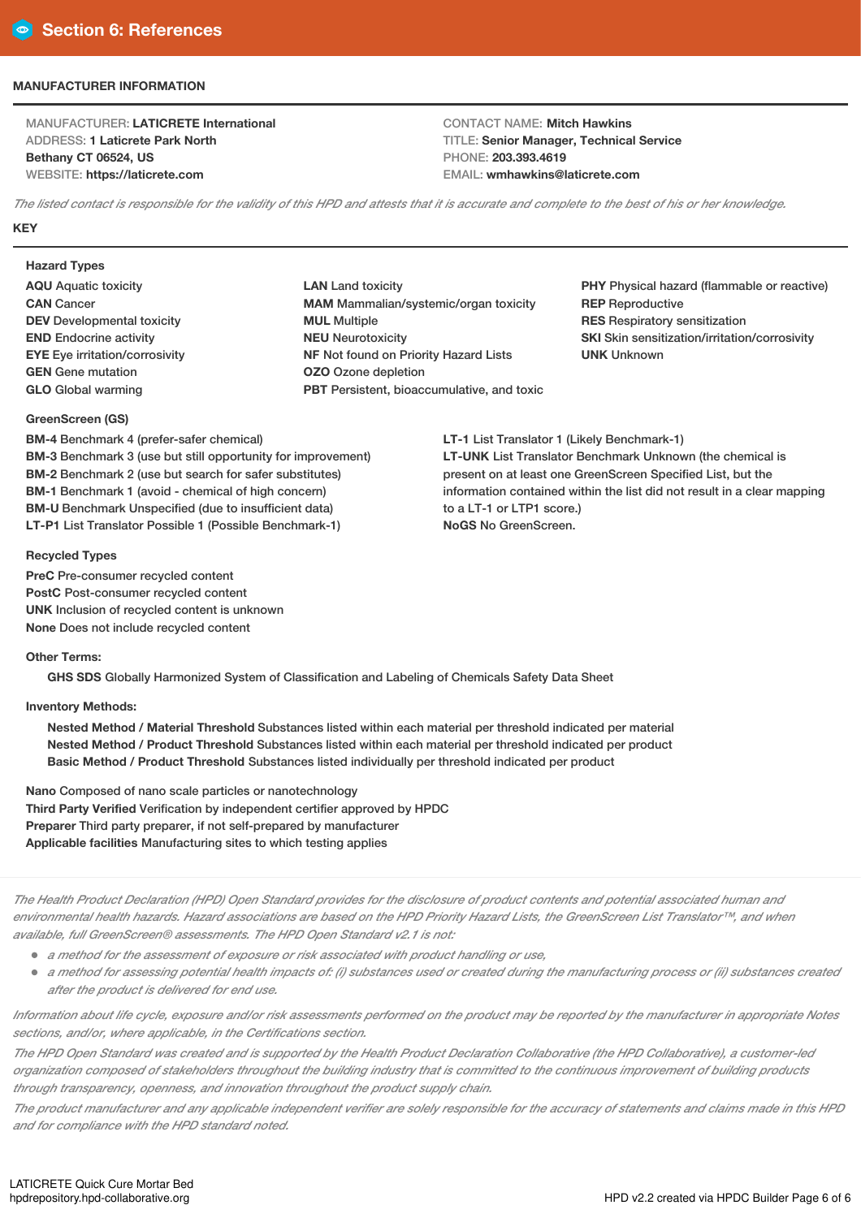## Section 6: References

### MANUFACTURER INFORMATION

MANUFACTURER: **LATICRETE International**
ADDRESS: **1 Laticrete Park North**
**Bethany CT 06524, US**
WEBSITE: **https://laticrete.com**

CONTACT NAME: **Mitch Hawkins**
TITLE: **Senior Manager, Technical Service**
PHONE: **203.393.4619**
EMAIL: **wmhawkins@laticrete.com**

*The listed contact is responsible for the validity of this HPD and attests that it is accurate and complete to the best of his or her knowledge.*

### KEY

**Hazard Types**

**AQU** Aquatic toxicity
**CAN** Cancer
**DEV** Developmental toxicity
**END** Endocrine activity
**EYE** Eye irritation/corrosivity
**GEN** Gene mutation
**GLO** Global warming
**LAN** Land toxicity
**MAM** Mammalian/systemic/organ toxicity
**MUL** Multiple
**NEU** Neurotoxicity
**NF** Not found on Priority Hazard Lists
**OZO** Ozone depletion
**PBT** Persistent, bioaccumulative, and toxic
**PHY** Physical hazard (flammable or reactive)
**REP** Reproductive
**RES** Respiratory sensitization
**SKI** Skin sensitization/irritation/corrosivity
**UNK** Unknown

**GreenScreen (GS)**

**BM-4** Benchmark 4 (prefer-safer chemical)
**BM-3** Benchmark 3 (use but still opportunity for improvement)
**BM-2** Benchmark 2 (use but search for safer substitutes)
**BM-1** Benchmark 1 (avoid - chemical of high concern)
**BM-U** Benchmark Unspecified (due to insufficient data)
**LT-P1** List Translator Possible 1 (Possible Benchmark-1)
**LT-1** List Translator 1 (Likely Benchmark-1)
**LT-UNK** List Translator Benchmark Unknown (the chemical is present on at least one GreenScreen Specified List, but the information contained within the list did not result in a clear mapping to a LT-1 or LTP1 score.)
**NoGS** No GreenScreen.

**Recycled Types**

**PreC** Pre-consumer recycled content
**PostC** Post-consumer recycled content
**UNK** Inclusion of recycled content is unknown
**None** Does not include recycled content

**Other Terms:**

**GHS SDS** Globally Harmonized System of Classification and Labeling of Chemicals Safety Data Sheet

**Inventory Methods:**

**Nested Method / Material Threshold** Substances listed within each material per threshold indicated per material
**Nested Method / Product Threshold** Substances listed within each material per threshold indicated per product
**Basic Method / Product Threshold** Substances listed individually per threshold indicated per product

**Nano** Composed of nano scale particles or nanotechnology
**Third Party Verified** Verification by independent certifier approved by HPDC
**Preparer** Third party preparer, if not self-prepared by manufacturer
**Applicable facilities** Manufacturing sites to which testing applies

*The Health Product Declaration (HPD) Open Standard provides for the disclosure of product contents and potential associated human and environmental health hazards. Hazard associations are based on the HPD Priority Hazard Lists, the GreenScreen List Translator™, and when available, full GreenScreen® assessments. The HPD Open Standard v2.1 is not:*

- *a method for the assessment of exposure or risk associated with product handling or use,*
- *a method for assessing potential health impacts of: (i) substances used or created during the manufacturing process or (ii) substances created after the product is delivered for end use.*

*Information about life cycle, exposure and/or risk assessments performed on the product may be reported by the manufacturer in appropriate Notes sections, and/or, where applicable, in the Certifications section.*

*The HPD Open Standard was created and is supported by the Health Product Declaration Collaborative (the HPD Collaborative), a customer-led organization composed of stakeholders throughout the building industry that is committed to the continuous improvement of building products through transparency, openness, and innovation throughout the product supply chain.*

*The product manufacturer and any applicable independent verifier are solely responsible for the accuracy of statements and claims made in this HPD and for compliance with the HPD standard noted.*